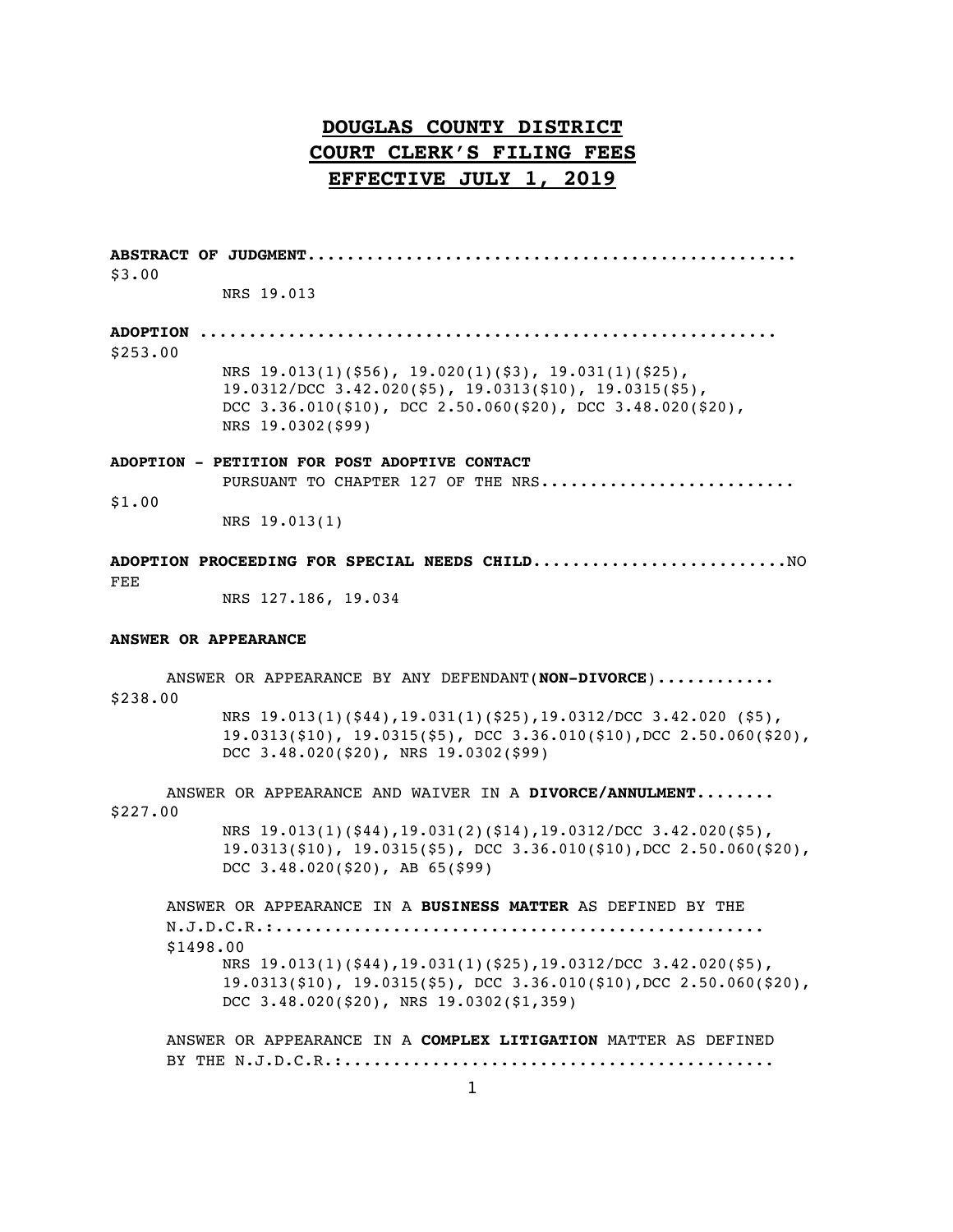# DOUGLAS COUNTY DISTRICT COURT CLERK'S FILING FEES EFFECTIVE JULY 1, 2019

**ABSTRACT OF JUDGMENT**................................................ $3.00

NRS 19.013

**ADOPTION** ......................................................... $253.00

NRS 19.013(1)($56), 19.020(1)($3), 19.031(1)($25), 19.0312/DCC 3.42.020($5), 19.0313($10), 19.0315($5), DCC 3.36.010($10), DCC 2.50.060($20), DCC 3.48.020($20), NRS 19.0302($99)

**ADOPTION - PETITION FOR POST ADOPTIVE CONTACT**
PURSUANT TO CHAPTER 127 OF THE NRS......................... $1.00

NRS 19.013(1)

**ADOPTION PROCEEDING FOR SPECIAL NEEDS CHILD**.........................NO FEE

NRS 127.186, 19.034

**ANSWER OR APPEARANCE**

ANSWER OR APPEARANCE BY ANY DEFENDANT(**NON-DIVORCE**)............ $238.00

NRS 19.013(1)($44),19.031(1)($25),19.0312/DCC 3.42.020 ($5), 19.0313($10), 19.0315($5), DCC 3.36.010($10),DCC 2.50.060($20), DCC 3.48.020($20), NRS 19.0302($99)

ANSWER OR APPEARANCE AND WAIVER IN A **DIVORCE/ANNULMENT**........ $227.00

NRS 19.013(1)($44),19.031(2)($14),19.0312/DCC 3.42.020($5), 19.0313($10), 19.0315($5), DCC 3.36.010($10),DCC 2.50.060($20), DCC 3.48.020($20), AB 65($99)

ANSWER OR APPEARANCE IN A **BUSINESS MATTER** AS DEFINED BY THE N.J.D.C.R.:................................................. $1498.00

NRS 19.013(1)($44),19.031(1)($25),19.0312/DCC 3.42.020($5), 19.0313($10), 19.0315($5), DCC 3.36.010($10),DCC 2.50.060($20), DCC 3.48.020($20), NRS 19.0302($1,359)

ANSWER OR APPEARANCE IN A **COMPLEX LITIGATION** MATTER AS DEFINED BY THE N.J.D.C.R.:...........................................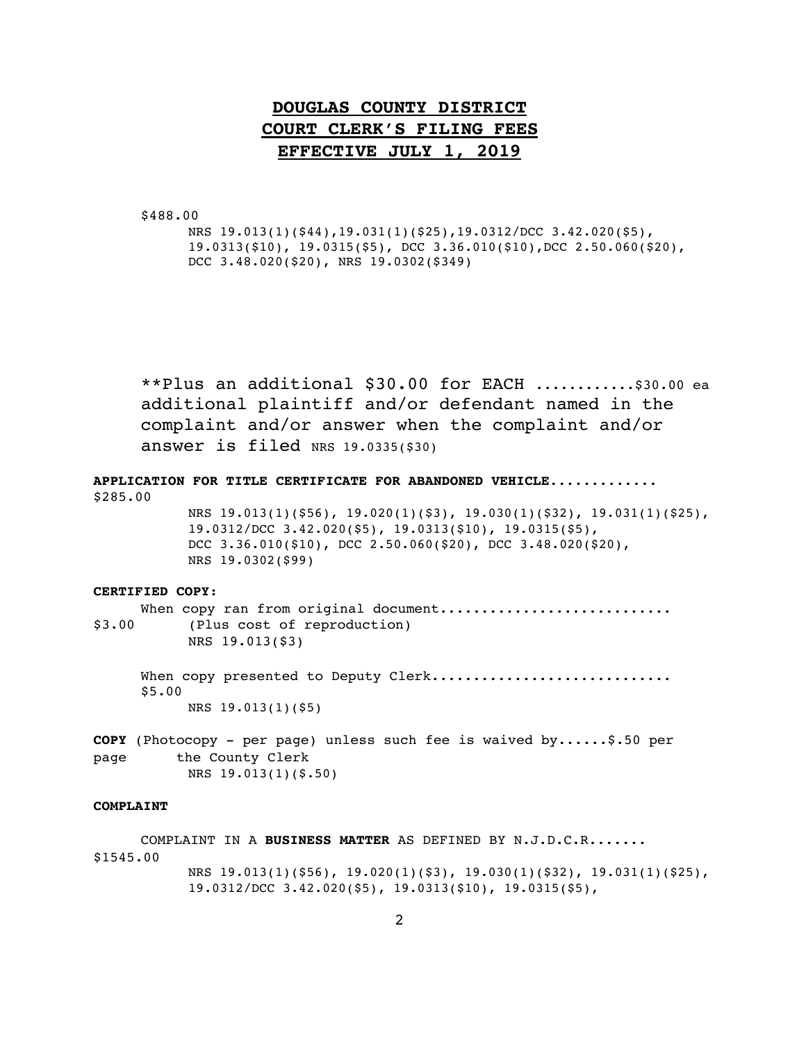# DOUGLAS COUNTY DISTRICT COURT CLERK'S FILING FEES EFFECTIVE JULY 1, 2019

$488.00
NRS 19.013(1)($44),19.031(1)($25),19.0312/DCC 3.42.020($5), 19.0313($10), 19.0315($5), DCC 3.36.010($10),DCC 2.50.060($20), DCC 3.48.020($20), NRS 19.0302($349)

**Plus an additional $30.00 for EACH ...........$30.00 ea additional plaintiff and/or defendant named in the complaint and/or answer when the complaint and/or answer is filed NRS 19.0335($30)

**APPLICATION FOR TITLE CERTIFICATE FOR ABANDONED VEHICLE............** $285.00
NRS 19.013(1)($56), 19.020(1)($3), 19.030(1)($32), 19.031(1)($25), 19.0312/DCC 3.42.020($5), 19.0313($10), 19.0315($5), DCC 3.36.010($10), DCC 2.50.060($20), DCC 3.48.020($20), NRS 19.0302($99)

**CERTIFIED COPY:**

When copy ran from original document........................... $3.00 (Plus cost of reproduction)
NRS 19.013($3)

When copy presented to Deputy Clerk............................ $5.00
NRS 19.013(1)($5)

**COPY** (Photocopy - per page) unless such fee is waived by......$.50 per page the County Clerk
NRS 19.013(1)($.50)

**COMPLAINT**

COMPLAINT IN A **BUSINESS MATTER** AS DEFINED BY N.J.D.C.R....... $1545.00
NRS 19.013(1)($56), 19.020(1)($3), 19.030(1)($32), 19.031(1)($25), 19.0312/DCC 3.42.020($5), 19.0313($10), 19.0315($5),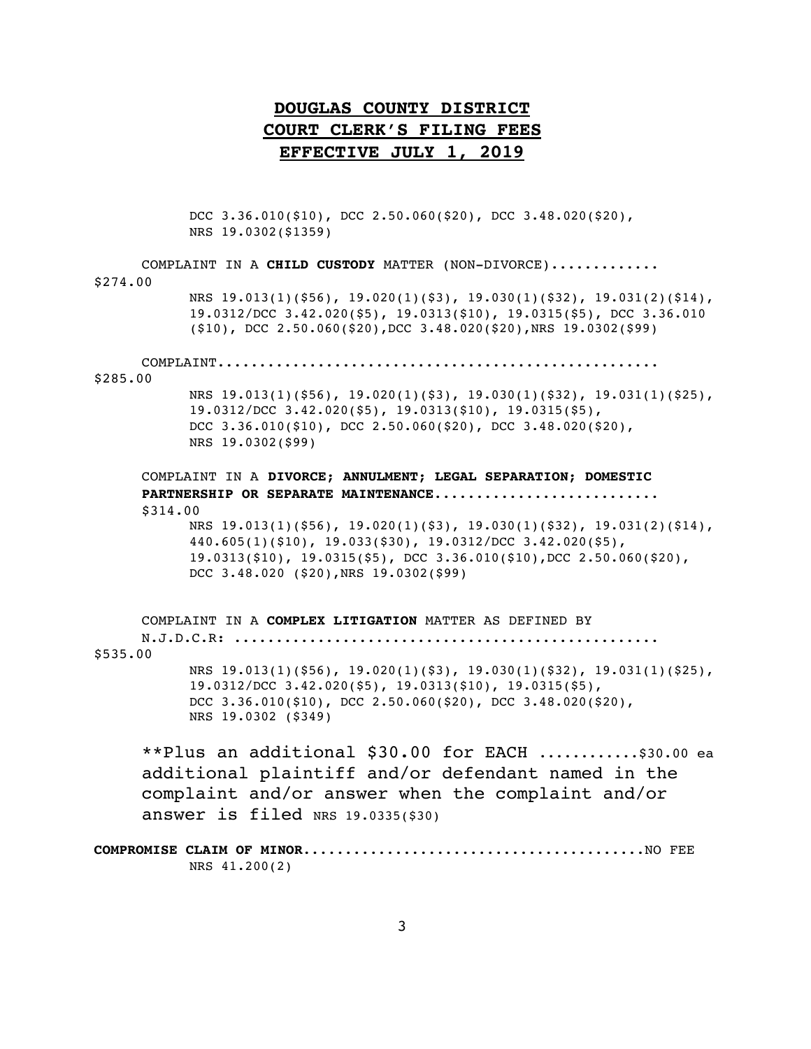# DOUGLAS COUNTY DISTRICT COURT CLERK'S FILING FEES EFFECTIVE JULY 1, 2019

DCC 3.36.010($10), DCC 2.50.060($20), DCC 3.48.020($20), NRS 19.0302($1359)

COMPLAINT IN A **CHILD CUSTODY** MATTER (NON-DIVORCE)............. $274.00

NRS 19.013(1)($56), 19.020(1)($3), 19.030(1)($32), 19.031(2)($14), 19.0312/DCC 3.42.020($5), 19.0313($10), 19.0315($5), DCC 3.36.010 ($10), DCC 2.50.060($20),DCC 3.48.020($20),NRS 19.0302($99)

COMPLAINT.................................................... $285.00

NRS 19.013(1)($56), 19.020(1)($3), 19.030(1)($32), 19.031(1)($25), 19.0312/DCC 3.42.020($5), 19.0313($10), 19.0315($5), DCC 3.36.010($10), DCC 2.50.060($20), DCC 3.48.020($20), NRS 19.0302($99)

COMPLAINT IN A **DIVORCE; ANNULMENT; LEGAL SEPARATION; DOMESTIC PARTNERSHIP OR SEPARATE MAINTENANCE..........................** $314.00

NRS 19.013(1)($56), 19.020(1)($3), 19.030(1)($32), 19.031(2)($14), 440.605(1)($10), 19.033($30), 19.0312/DCC 3.42.020($5), 19.0313($10), 19.0315($5), DCC 3.36.010($10),DCC 2.50.060($20), DCC 3.48.020 ($20),NRS 19.0302($99)

COMPLAINT IN A **COMPLEX LITIGATION** MATTER AS DEFINED BY N.J.D.C.R: .................................................. $535.00

NRS 19.013(1)($56), 19.020(1)($3), 19.030(1)($32), 19.031(1)($25), 19.0312/DCC 3.42.020($5), 19.0313($10), 19.0315($5), DCC 3.36.010($10), DCC 2.50.060($20), DCC 3.48.020($20), NRS 19.0302 ($349)

**Plus an additional $30.00 for EACH ...........$30.00 ea additional plaintiff and/or defendant named in the complaint and/or answer when the complaint and/or answer is filed NRS 19.0335($30)

**COMPROMISE CLAIM OF MINOR**.........................................NO FEE

NRS 41.200(2)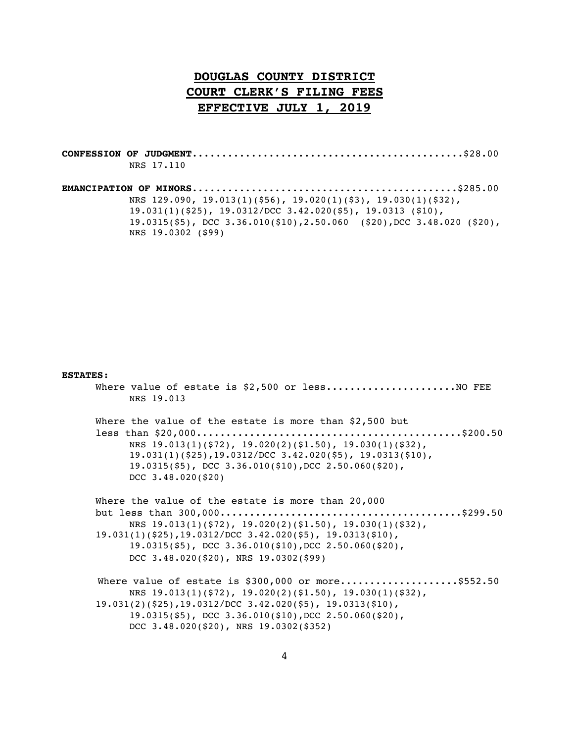# DOUGLAS COUNTY DISTRICT COURT CLERK'S FILING FEES EFFECTIVE JULY 1, 2019

**CONFESSION OF JUDGMENT**..............................................$28.00
NRS 17.110

**EMANCIPATION OF MINORS**.............................................$285.00
NRS 129.090, 19.013(1)($56), 19.020(1)($3), 19.030(1)($32), 19.031(1)($25), 19.0312/DCC 3.42.020($5), 19.0313 ($10), 19.0315($5), DCC 3.36.010($10),2.50.060 ($20),DCC 3.48.020 ($20), NRS 19.0302 ($99)

**ESTATES:**

Where value of estate is $2,500 or less......................NO FEE
NRS 19.013

Where the value of the estate is more than $2,500 but less than $20,000............................................$200.50
NRS 19.013(1)($72), 19.020(2)($1.50), 19.030(1)($32), 19.031(1)($25),19.0312/DCC 3.42.020($5), 19.0313($10), 19.0315($5), DCC 3.36.010($10),DCC 2.50.060($20), DCC 3.48.020($20)

Where the value of the estate is more than 20,000 but less than 300,000........................................$299.50
NRS 19.013(1)($72), 19.020(2)($1.50), 19.030(1)($32), 19.031(1)($25),19.0312/DCC 3.42.020($5), 19.0313($10), 19.0315($5), DCC 3.36.010($10),DCC 2.50.060($20), DCC 3.48.020($20), NRS 19.0302($99)

Where value of estate is $300,000 or more....................$552.50
NRS 19.013(1)($72), 19.020(2)($1.50), 19.030(1)($32), 19.031(2)($25),19.0312/DCC 3.42.020($5), 19.0313($10), 19.0315($5), DCC 3.36.010($10),DCC 2.50.060($20), DCC 3.48.020($20), NRS 19.0302($352)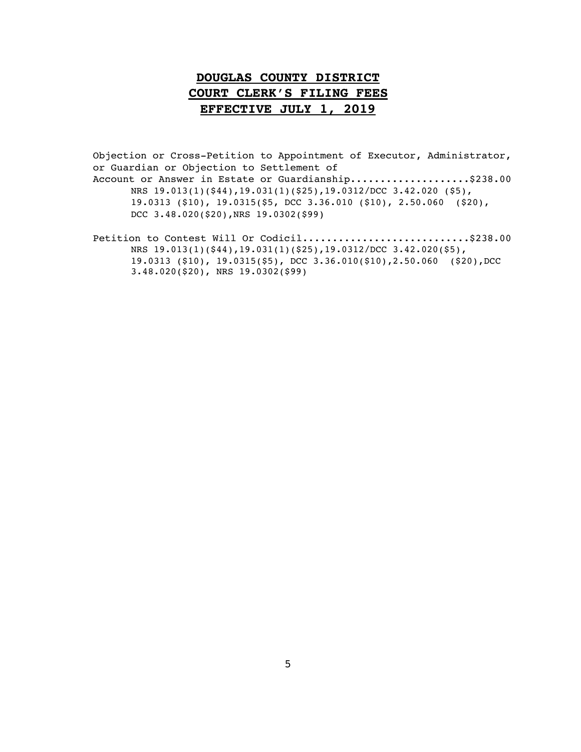# **DOUGLAS COUNTY DISTRICT COURT CLERK'S FILING FEES EFFECTIVE JULY 1, 2019**

Objection or Cross-Petition to Appointment of Executor, Administrator, or Guardian or Objection to Settlement of Account or Answer in Estate or Guardianship....................$238.00

NRS 19.013(1)($44),19.031(1)($25),19.0312/DCC 3.42.020 ($5), 19.0313 ($10), 19.0315($5, DCC 3.36.010 ($10), 2.50.060 ($20), DCC 3.48.020($20),NRS 19.0302($99)

Petition to Contest Will Or Codicil............................$238.00

NRS 19.013(1)($44),19.031(1)($25),19.0312/DCC 3.42.020($5), 19.0313 ($10), 19.0315($5), DCC 3.36.010($10),2.50.060 ($20),DCC 3.48.020($20), NRS 19.0302($99)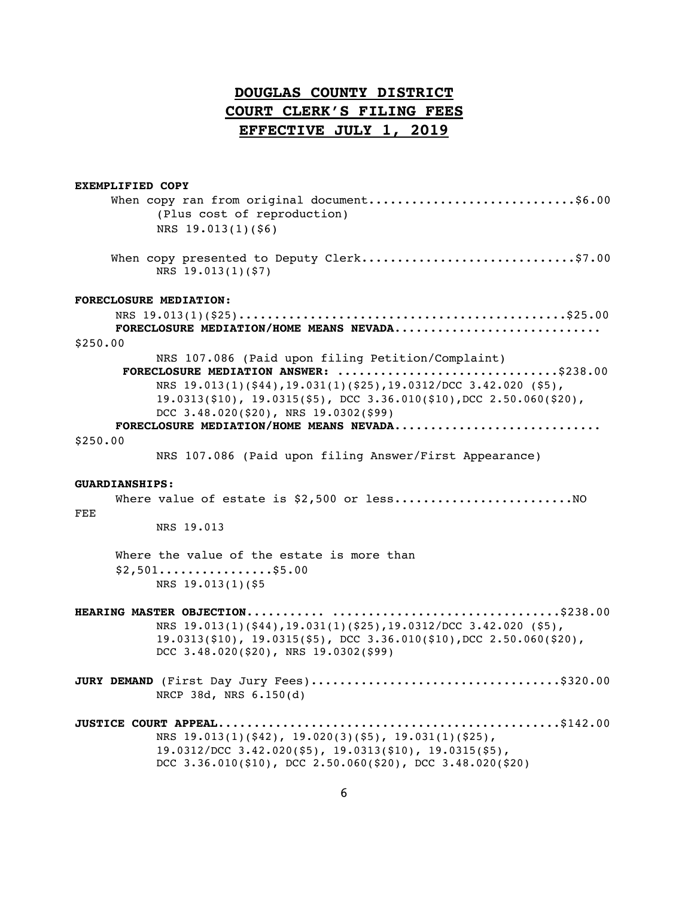# DOUGLAS COUNTY DISTRICT
# COURT CLERK'S FILING FEES
# EFFECTIVE JULY 1, 2019

**EXEMPLIFIED COPY**

When copy ran from original document.............................$6.00
(Plus cost of reproduction)
NRS 19.013(1)($6)

When copy presented to Deputy Clerk..............................$7.00
NRS 19.013(1)($7)

**FORECLOSURE MEDIATION:**

NRS 19.013(1)($25).............................................$25.00

**FORECLOSURE MEDIATION/HOME MEANS NEVADA.............................** $250.00

NRS 107.086 (Paid upon filing Petition/Complaint)

**FORECLOSURE MEDIATION ANSWER: ...............................**$238.00

NRS 19.013(1)($44),19.031(1)($25),19.0312/DCC 3.42.020 ($5), 19.0313($10), 19.0315($5), DCC 3.36.010($10),DCC 2.50.060($20), DCC 3.48.020($20), NRS 19.0302($99)

**FORECLOSURE MEDIATION/HOME MEANS NEVADA.............................** $250.00

NRS 107.086 (Paid upon filing Answer/First Appearance)

**GUARDIANSHIPS:**

Where value of estate is $2,500 or less.........................NO FEE
NRS 19.013

Where the value of the estate is more than $2,501................$5.00
NRS 19.013(1)($5

**HEARING MASTER OBJECTION........... ................................**$238.00

NRS 19.013(1)($44),19.031(1)($25),19.0312/DCC 3.42.020 ($5), 19.0313($10), 19.0315($5), DCC 3.36.010($10),DCC 2.50.060($20), DCC 3.48.020($20), NRS 19.0302($99)

**JURY DEMAND** (First Day Jury Fees)..................................$320.00

NRCP 38d, NRS 6.150(d)

**JUSTICE COURT APPEAL................................................**$142.00

NRS 19.013(1)($42), 19.020(3)($5), 19.031(1)($25), 19.0312/DCC 3.42.020($5), 19.0313($10), 19.0315($5), DCC 3.36.010($10), DCC 2.50.060($20), DCC 3.48.020($20)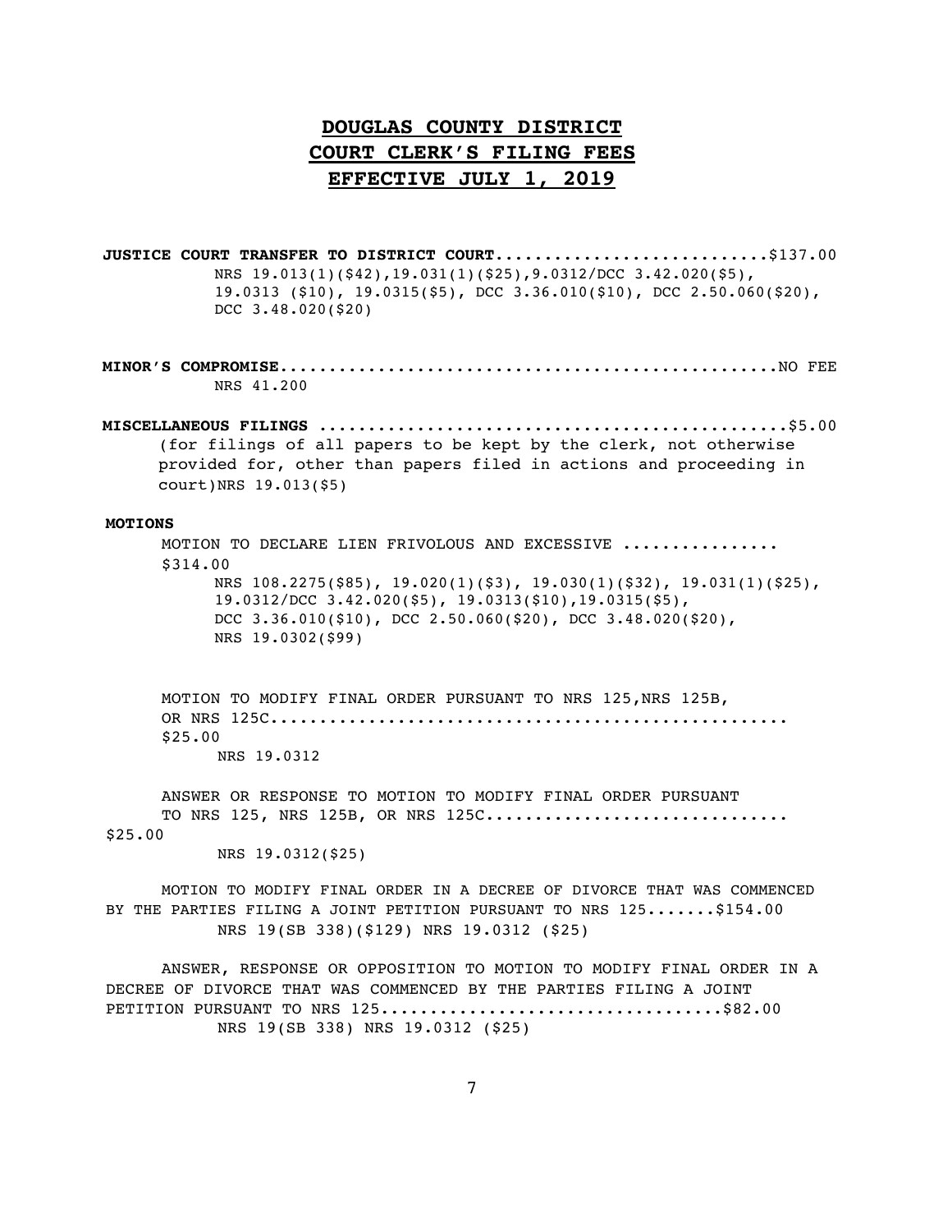# DOUGLAS COUNTY DISTRICT COURT CLERK'S FILING FEES EFFECTIVE JULY 1, 2019

**JUSTICE COURT TRANSFER TO DISTRICT COURT**............................$137.00

NRS 19.013(1)($42),19.031(1)($25),9.0312/DCC 3.42.020($5), 19.0313 ($10), 19.0315($5), DCC 3.36.010($10), DCC 2.50.060($20), DCC 3.48.020($20)

**MINOR'S COMPROMISE**..................................................NO FEE

NRS 41.200

**MISCELLANEOUS FILINGS** ...............................................$5.00

(for filings of all papers to be kept by the clerk, not otherwise provided for, other than papers filed in actions and proceeding in court)NRS 19.013($5)

**MOTIONS**

MOTION TO DECLARE LIEN FRIVOLOUS AND EXCESSIVE ................ $314.00

NRS 108.2275($85), 19.020(1)($3), 19.030(1)($32), 19.031(1)($25), 19.0312/DCC 3.42.020($5), 19.0313($10),19.0315($5), DCC 3.36.010($10), DCC 2.50.060($20), DCC 3.48.020($20), NRS 19.0302($99)

MOTION TO MODIFY FINAL ORDER PURSUANT TO NRS 125,NRS 125B, OR NRS 125C.................................................... $25.00

NRS 19.0312

ANSWER OR RESPONSE TO MOTION TO MODIFY FINAL ORDER PURSUANT TO NRS 125, NRS 125B, OR NRS 125C............................... $25.00

NRS 19.0312($25)

MOTION TO MODIFY FINAL ORDER IN A DECREE OF DIVORCE THAT WAS COMMENCED BY THE PARTIES FILING A JOINT PETITION PURSUANT TO NRS 125.......$154.00

NRS 19(SB 338)($129) NRS 19.0312 ($25)

ANSWER, RESPONSE OR OPPOSITION TO MOTION TO MODIFY FINAL ORDER IN A DECREE OF DIVORCE THAT WAS COMMENCED BY THE PARTIES FILING A JOINT PETITION PURSUANT TO NRS 125..................................$82.00

NRS 19(SB 338) NRS 19.0312 ($25)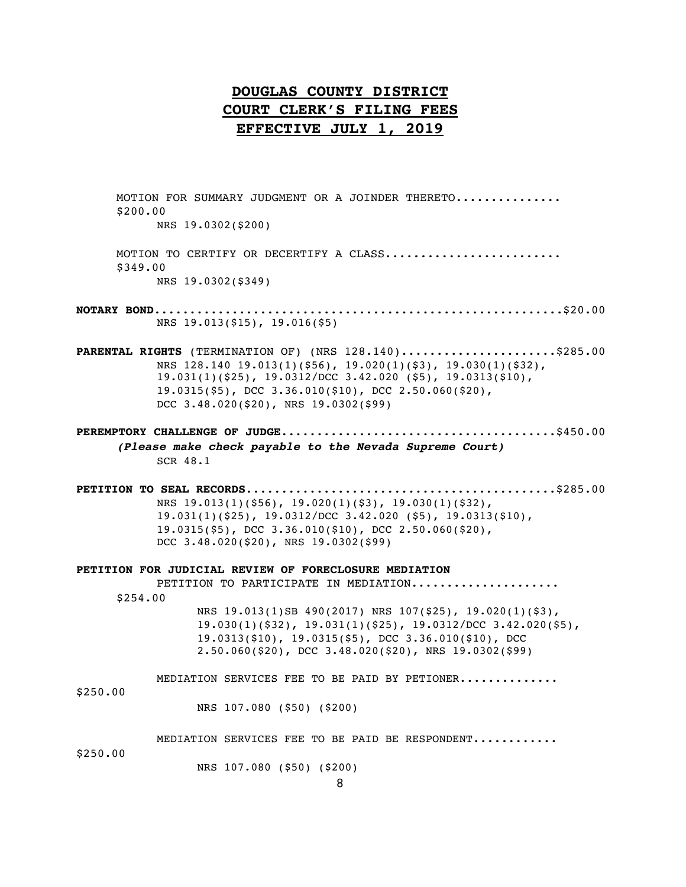# DOUGLAS COUNTY DISTRICT COURT CLERK'S FILING FEES EFFECTIVE JULY 1, 2019

MOTION FOR SUMMARY JUDGMENT OR A JOINDER THERETO.............. $200.00

NRS 19.0302($200)

MOTION TO CERTIFY OR DECERTIFY A CLASS........................ $349.00

NRS 19.0302($349)

**NOTARY BOND**........................................................$20.00

NRS 19.013($15), 19.016($5)

**PARENTAL RIGHTS** (TERMINATION OF) (NRS 128.140)......................$285.00

NRS 128.140 19.013(1)($56), 19.020(1)($3), 19.030(1)($32), 19.031(1)($25), 19.0312/DCC 3.42.020 ($5), 19.0313($10), 19.0315($5), DCC 3.36.010($10), DCC 2.50.060($20), DCC 3.48.020($20), NRS 19.0302($99)

**PEREMPTORY CHALLENGE OF JUDGE**......................................$450.00

***(Please make check payable to the Nevada Supreme Court)***

SCR 48.1

**PETITION TO SEAL RECORDS**...........................................$285.00

NRS 19.013(1)($56), 19.020(1)($3), 19.030(1)($32), 19.031(1)($25), 19.0312/DCC 3.42.020 ($5), 19.0313($10), 19.0315($5), DCC 3.36.010($10), DCC 2.50.060($20), DCC 3.48.020($20), NRS 19.0302($99)

**PETITION FOR JUDICIAL REVIEW OF FORECLOSURE MEDIATION**

PETITION TO PARTICIPATE IN MEDIATION.................... $254.00

NRS 19.013(1)SB 490(2017) NRS 107($25), 19.020(1)($3), 19.030(1)($32), 19.031(1)($25), 19.0312/DCC 3.42.020($5), 19.0313($10), 19.0315($5), DCC 3.36.010($10), DCC 2.50.060($20), DCC 3.48.020($20), NRS 19.0302($99)

MEDIATION SERVICES FEE TO BE PAID BY PETIONER............. $250.00

NRS 107.080 ($50) ($200)

MEDIATION SERVICES FEE TO BE PAID BE RESPONDENT........... $250.00

NRS 107.080 ($50) ($200)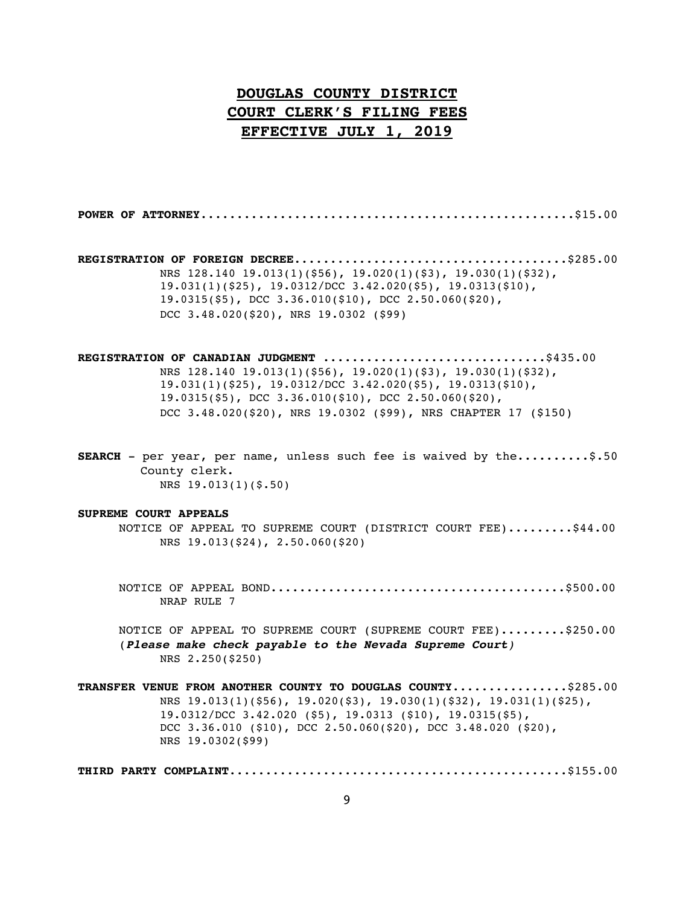# DOUGLAS COUNTY DISTRICT COURT CLERK'S FILING FEES EFFECTIVE JULY 1, 2019

**POWER OF ATTORNEY**..................................................$15.00

**REGISTRATION OF FOREIGN DECREE**.....................................$285.00
NRS 128.140 19.013(1)($56), 19.020(1)($3), 19.030(1)($32), 19.031(1)($25), 19.0312/DCC 3.42.020($5), 19.0313($10), 19.0315($5), DCC 3.36.010($10), DCC 2.50.060($20), DCC 3.48.020($20), NRS 19.0302 ($99)

**REGISTRATION OF CANADIAN JUDGMENT** ..............................$435.00
NRS 128.140 19.013(1)($56), 19.020(1)($3), 19.030(1)($32), 19.031(1)($25), 19.0312/DCC 3.42.020($5), 19.0313($10), 19.0315($5), DCC 3.36.010($10), DCC 2.50.060($20), DCC 3.48.020($20), NRS 19.0302 ($99), NRS CHAPTER 17 ($150)

**SEARCH** - per year, per name, unless such fee is waived by the..........$.50 County clerk.
NRS 19.013(1)($.50)

**SUPREME COURT APPEALS**

NOTICE OF APPEAL TO SUPREME COURT (DISTRICT COURT FEE).........$44.00
NRS 19.013($24), 2.50.060($20)

NOTICE OF APPEAL BOND........................................$500.00
NRAP RULE 7

NOTICE OF APPEAL TO SUPREME COURT (SUPREME COURT FEE).........$250.00
(***Please make check payable to the Nevada Supreme Court***)
NRS 2.250($250)

**TRANSFER VENUE FROM ANOTHER COUNTY TO DOUGLAS COUNTY**................$285.00
NRS 19.013(1)($56), 19.020($3), 19.030(1)($32), 19.031(1)($25), 19.0312/DCC 3.42.020 ($5), 19.0313 ($10), 19.0315($5), DCC 3.36.010 ($10), DCC 2.50.060($20), DCC 3.48.020 ($20), NRS 19.0302($99)

**THIRD PARTY COMPLAINT**..............................................$155.00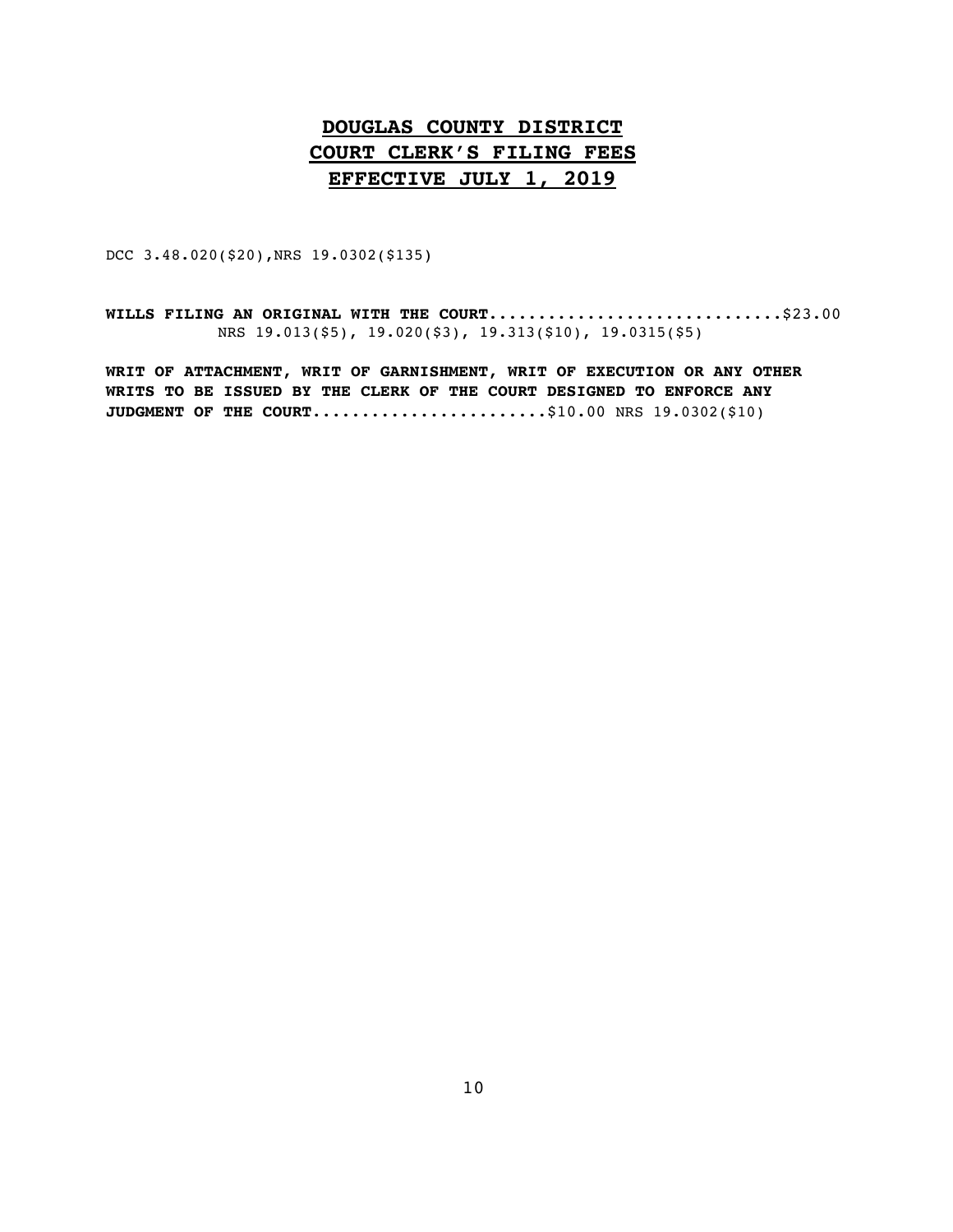# DOUGLAS COUNTY DISTRICT COURT CLERK'S FILING FEES EFFECTIVE JULY 1, 2019

DCC 3.48.020($20),NRS 19.0302($135)

**WILLS FILING AN ORIGINAL WITH THE COURT..............................**$23.00
NRS 19.013($5), 19.020($3), 19.313($10), 19.0315($5)

**WRIT OF ATTACHMENT, WRIT OF GARNISHMENT, WRIT OF EXECUTION OR ANY OTHER WRITS TO BE ISSUED BY THE CLERK OF THE COURT DESIGNED TO ENFORCE ANY JUDGMENT OF THE COURT........................**$10.00 NRS 19.0302($10)